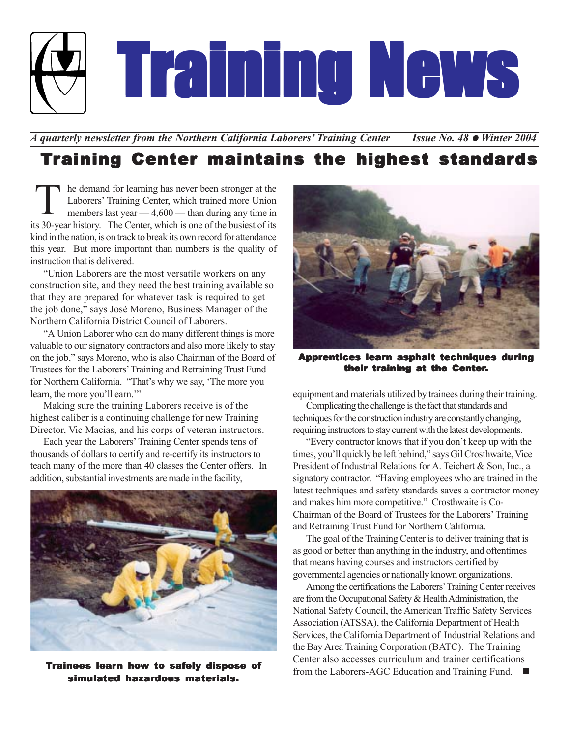# Training News

*A quarterly newsletter from the Northern California Laborers' Training Center* *Issue No. 48 ● Winter 2004*

## Training Center maintains the highest standards

The demand for learning has never been stronger at the Laborers' Training Center, which trained more Union members last year — 4,600 — than during any time in its 30-year history. The Center, which is one of the busiest of its kind in the nation, is on track to break its own record for attendance this year. But more important than numbers is the quality of instruction that is delivered.

"Union Laborers are the most versatile workers on any construction site, and they need the best training available so that they are prepared for whatever task is required to get the job done," says José Moreno, Business Manager of the Northern California District Council of Laborers.

"A Union Laborer who can do many different things is more valuable to our signatory contractors and also more likely to stay on the job," says Moreno, who is also Chairman of the Board of Trustees for the Laborers' Training and Retraining Trust Fund for Northern California. "That's why we say, 'The more you learn, the more you'll earn.'"

Making sure the training Laborers receive is of the highest caliber is a continuing challenge for new Training Director, Vic Macias, and his corps of veteran instructors.

Each year the Laborers' Training Center spends tens of thousands of dollars to certify and re-certify its instructors to teach many of the more than 40 classes the Center offers. In addition, substantial investments are made in the facility, equipment and materials utilized by trainees during their training.

**Trainees learn how to safely dispose of simulated hazardous materials.**

**Apprentices learn asphalt techniques during their training at the Center.**

Complicating the challenge is the fact that standards and techniques for the construction industry are constantly changing, requiring instructors to stay current with the latest developments.

"Every contractor knows that if you don't keep up with the times, you'll quickly be left behind," says Gil Crosthwaite, Vice President of Industrial Relations for A. Teichert & Son, Inc., a signatory contractor. "Having employees who are trained in the latest techniques and safety standards saves a contractor money and makes him more competitive." Crosthwaite is Co-Chairman of the Board of Trustees for the Laborers' Training and Retraining Trust Fund for Northern California.

The goal of the Training Center is to deliver training that is as good or better than anything in the industry, and oftentimes that means having courses and instructors certified by governmental agencies or nationally known organizations.

Among the certifications the Laborers' Training Center receives are from the Occupational Safety & Health Administration, the National Safety Council, the American Traffic Safety Services Association (ATSSA), the California Department of Health Services, the California Department of Industrial Relations and the Bay Area Training Corporation (BATC). The Training Center also accesses curriculum and trainer certifications from the Laborers-AGC Education and Training Fund. ■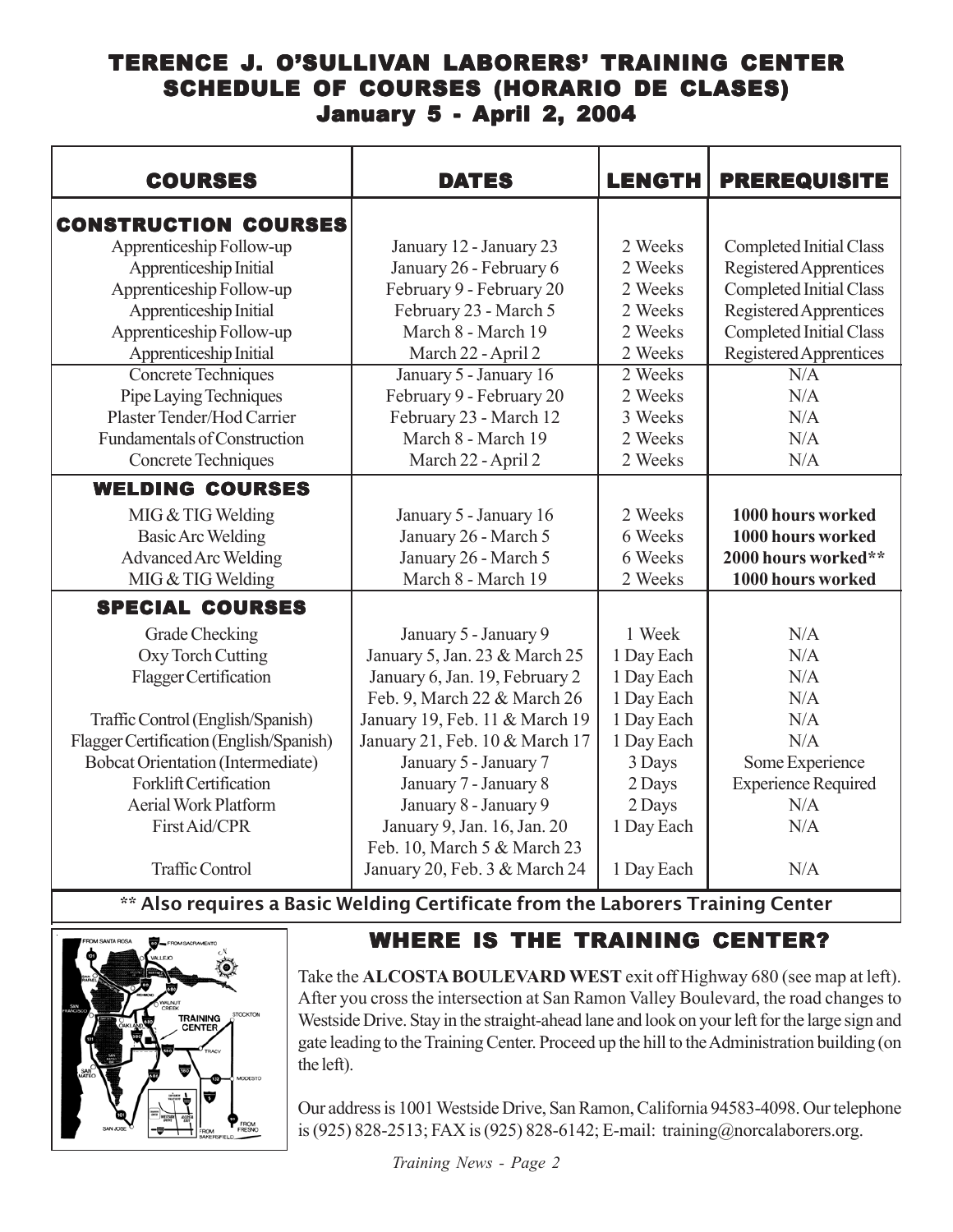# TERENCE J. O'SULLIVAN LABORERS' TRAINING CENTER
## SCHEDULE OF COURSES (HORARIO DE CLASES)
### January 5 - April 2, 2004

| COURSES | DATES | LENGTH | PREREQUISITE |
|---|---|---|---|
| **CONSTRUCTION COURSES** | | | |
| Apprenticeship Follow-up | January 12 - January 23 | 2 Weeks | Completed Initial Class |
| Apprenticeship Initial | January 26 - February 6 | 2 Weeks | Registered Apprentices |
| Apprenticeship Follow-up | February 9 - February 20 | 2 Weeks | Completed Initial Class |
| Apprenticeship Initial | February 23 - March 5 | 2 Weeks | Registered Apprentices |
| Apprenticeship Follow-up | March 8 - March 19 | 2 Weeks | Completed Initial Class |
| Apprenticeship Initial | March 22 - April 2 | 2 Weeks | Registered Apprentices |
| Concrete Techniques | January 5 - January 16 | 2 Weeks | N/A |
| Pipe Laying Techniques | February 9 - February 20 | 2 Weeks | N/A |
| Plaster Tender/Hod Carrier | February 23 - March 12 | 3 Weeks | N/A |
| Fundamentals of Construction | March 8 - March 19 | 2 Weeks | N/A |
| Concrete Techniques | March 22 - April 2 | 2 Weeks | N/A |
| **WELDING COURSES** | | | |
| MIG & TIG Welding | January 5 - January 16 | 2 Weeks | **1000 hours worked** |
| Basic Arc Welding | January 26 - March 5 | 6 Weeks | **1000 hours worked** |
| Advanced Arc Welding | January 26 - March 5 | 6 Weeks | **2000 hours worked\*\*** |
| MIG & TIG Welding | March 8 - March 19 | 2 Weeks | **1000 hours worked** |
| **SPECIAL COURSES** | | | |
| Grade Checking | January 5 - January 9 | 1 Week | N/A |
| Oxy Torch Cutting | January 5, Jan. 23 & March 25 | 1 Day Each | N/A |
| Flagger Certification | January 6, Jan. 19, February 2 | 1 Day Each | N/A |
| | Feb. 9, March 22 & March 26 | 1 Day Each | N/A |
| Traffic Control (English/Spanish) | January 19, Feb. 11 & March 19 | 1 Day Each | N/A |
| Flagger Certification (English/Spanish) | January 21, Feb. 10 & March 17 | 1 Day Each | N/A |
| Bobcat Orientation (Intermediate) | January 5 - January 7 | 3 Days | Some Experience |
| Forklift Certification | January 7 - January 8 | 2 Days | Experience Required |
| Aerial Work Platform | January 8 - January 9 | 2 Days | N/A |
| First Aid/CPR | January 9, Jan. 16, Jan. 20 Feb. 10, March 5 & March 23 | 1 Day Each | N/A |
| Traffic Control | January 20, Feb. 3 & March 24 | 1 Day Each | N/A |

**\*\* Also requires a Basic Welding Certificate from the Laborers Training Center**

## WHERE IS THE TRAINING CENTER?

Take the **ALCOSTA BOULEVARD WEST** exit off Highway 680 (see map at left). After you cross the intersection at San Ramon Valley Boulevard, the road changes to Westside Drive. Stay in the straight-ahead lane and look on your left for the large sign and gate leading to the Training Center. Proceed up the hill to the Administration building (on the left).

Our address is 1001 Westside Drive, San Ramon, California 94583-4098. Our telephone is (925) 828-2513; FAX is (925) 828-6142; E-mail: training@norcalaborers.org.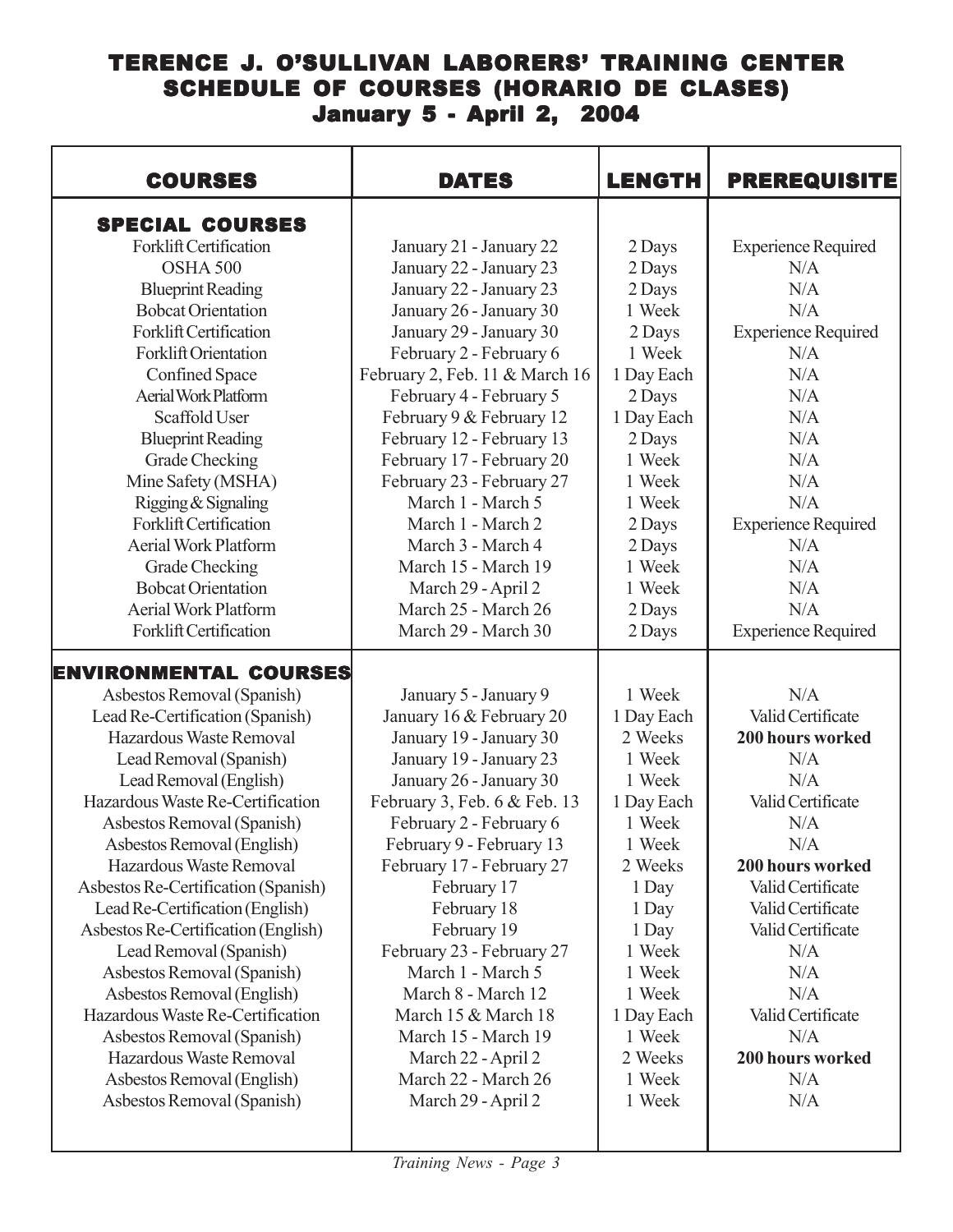# TERENCE J. O'SULLIVAN LABORERS' TRAINING CENTER
## SCHEDULE OF COURSES (HORARIO DE CLASES)
### January 5 - April 2, 2004

| COURSES | DATES | LENGTH | PREREQUISITE |
|---|---|---|---|
| **SPECIAL COURSES** | | | |
| Forklift Certification | January 21 - January 22 | 2 Days | Experience Required |
| OSHA 500 | January 22 - January 23 | 2 Days | N/A |
| Blueprint Reading | January 22 - January 23 | 2 Days | N/A |
| Bobcat Orientation | January 26 - January 30 | 1 Week | N/A |
| Forklift Certification | January 29 - January 30 | 2 Days | Experience Required |
| Forklift Orientation | February 2 - February 6 | 1 Week | N/A |
| Confined Space | February 2, Feb. 11 & March 16 | 1 Day Each | N/A |
| Aerial Work Platform | February 4 - February 5 | 2 Days | N/A |
| Scaffold User | February 9 & February 12 | 1 Day Each | N/A |
| Blueprint Reading | February 12 - February 13 | 2 Days | N/A |
| Grade Checking | February 17 - February 20 | 1 Week | N/A |
| Mine Safety (MSHA) | February 23 - February 27 | 1 Week | N/A |
| Rigging & Signaling | March 1 - March 5 | 1 Week | N/A |
| Forklift Certification | March 1 - March 2 | 2 Days | Experience Required |
| Aerial Work Platform | March 3 - March 4 | 2 Days | N/A |
| Grade Checking | March 15 - March 19 | 1 Week | N/A |
| Bobcat Orientation | March 29 - April 2 | 1 Week | N/A |
| Aerial Work Platform | March 25 - March 26 | 2 Days | N/A |
| Forklift Certification | March 29 - March 30 | 2 Days | Experience Required |
| **ENVIRONMENTAL COURSES** | | | |
| Asbestos Removal (Spanish) | January 5 - January 9 | 1 Week | N/A |
| Lead Re-Certification (Spanish) | January 16 & February 20 | 1 Day Each | Valid Certificate |
| Hazardous Waste Removal | January 19 - January 30 | 2 Weeks | **200 hours worked** |
| Lead Removal (Spanish) | January 19 - January 23 | 1 Week | N/A |
| Lead Removal (English) | January 26 - January 30 | 1 Week | N/A |
| Hazardous Waste Re-Certification | February 3, Feb. 6 & Feb. 13 | 1 Day Each | Valid Certificate |
| Asbestos Removal (Spanish) | February 2 - February 6 | 1 Week | N/A |
| Asbestos Removal (English) | February 9 - February 13 | 1 Week | N/A |
| Hazardous Waste Removal | February 17 - February 27 | 2 Weeks | **200 hours worked** |
| Asbestos Re-Certification (Spanish) | February 17 | 1 Day | Valid Certificate |
| Lead Re-Certification (English) | February 18 | 1 Day | Valid Certificate |
| Asbestos Re-Certification (English) | February 19 | 1 Day | Valid Certificate |
| Lead Removal (Spanish) | February 23 - February 27 | 1 Week | N/A |
| Asbestos Removal (Spanish) | March 1 - March 5 | 1 Week | N/A |
| Asbestos Removal (English) | March 8 - March 12 | 1 Week | N/A |
| Hazardous Waste Re-Certification | March 15 & March 18 | 1 Day Each | Valid Certificate |
| Asbestos Removal (Spanish) | March 15 - March 19 | 1 Week | N/A |
| Hazardous Waste Removal | March 22 - April 2 | 2 Weeks | **200 hours worked** |
| Asbestos Removal (English) | March 22 - March 26 | 1 Week | N/A |
| Asbestos Removal (Spanish) | March 29 - April 2 | 1 Week | N/A |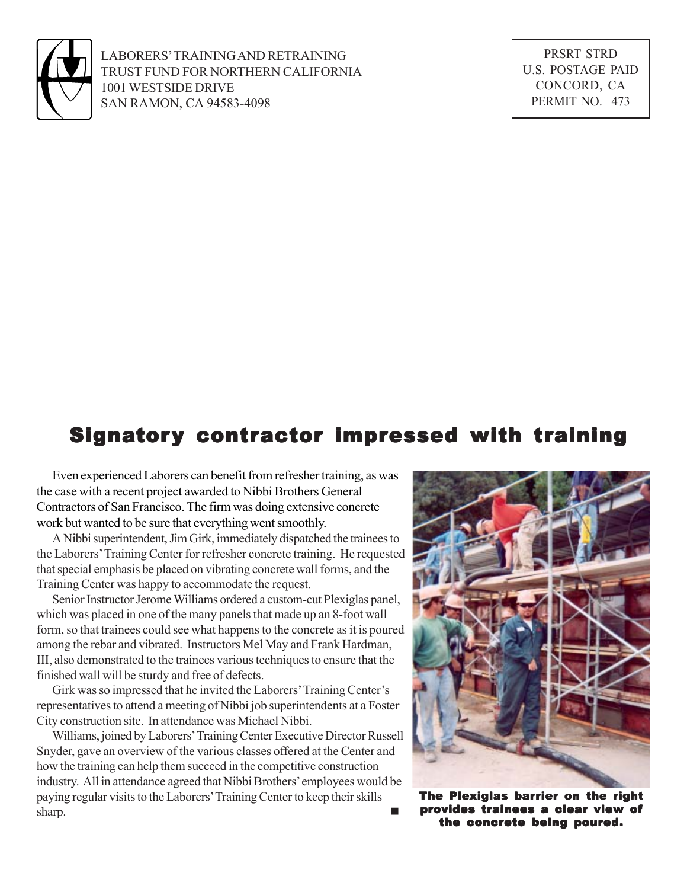LABORERS' TRAINING AND RETRAINING
TRUST FUND FOR NORTHERN CALIFORNIA
1001 WESTSIDE DRIVE
SAN RAMON, CA 94583-4098

PRSRT STRD
U.S. POSTAGE PAID
CONCORD, CA
PERMIT NO. 473

## Signatory contractor impressed with training

Even experienced Laborers can benefit from refresher training, as was the case with a recent project awarded to Nibbi Brothers General Contractors of San Francisco. The firm was doing extensive concrete work but wanted to be sure that everything went smoothly.

A Nibbi superintendent, Jim Girk, immediately dispatched the trainees to the Laborers' Training Center for refresher concrete training. He requested that special emphasis be placed on vibrating concrete wall forms, and the Training Center was happy to accommodate the request.

Senior Instructor Jerome Williams ordered a custom-cut Plexiglas panel, which was placed in one of the many panels that made up an 8-foot wall form, so that trainees could see what happens to the concrete as it is poured among the rebar and vibrated. Instructors Mel May and Frank Hardman, III, also demonstrated to the trainees various techniques to ensure that the finished wall will be sturdy and free of defects.

Girk was so impressed that he invited the Laborers' Training Center's representatives to attend a meeting of Nibbi job superintendents at a Foster City construction site. In attendance was Michael Nibbi.

Williams, joined by Laborers' Training Center Executive Director Russell Snyder, gave an overview of the various classes offered at the Center and how the training can help them succeed in the competitive construction industry. All in attendance agreed that Nibbi Brothers' employees would be paying regular visits to the Laborers' Training Center to keep their skills sharp. ■

**The Plexiglas barrier on the right provides trainees a clear view of the concrete being poured.**